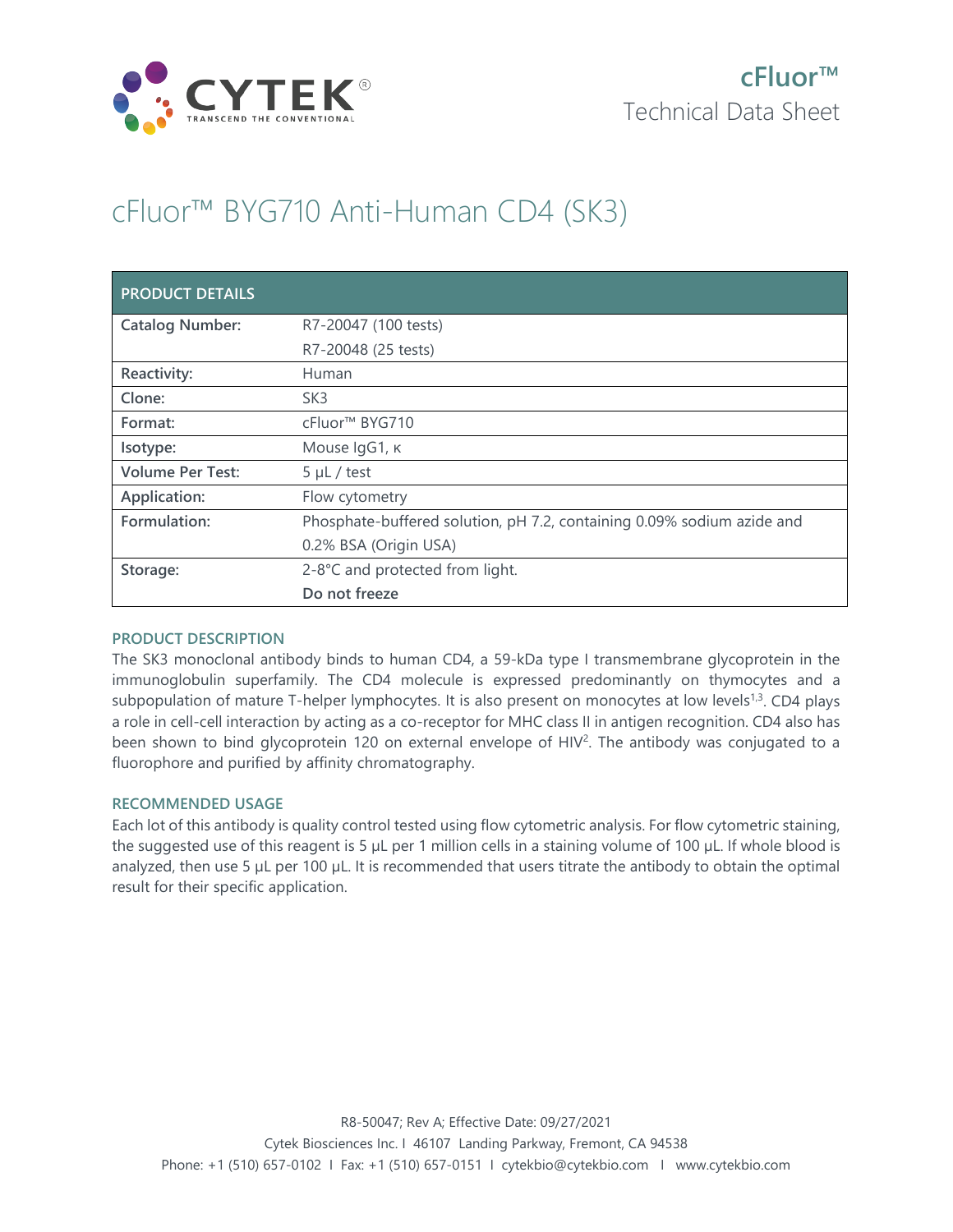cFluor™
Technical Data Sheet

# cFluor™ BYG710 Anti-Human CD4 (SK3)

| PRODUCT DETAILS | |
|---|---|
| **Catalog Number:** | R7-20047 (100 tests)<br>R7-20048 (25 tests) |
| **Reactivity:** | Human |
| **Clone:** | SK3 |
| **Format:** | cFluor™ BYG710 |
| **Isotype:** | Mouse IgG1, κ |
| **Volume Per Test:** | 5 µL / test |
| **Application:** | Flow cytometry |
| **Formulation:** | Phosphate-buffered solution, pH 7.2, containing 0.09% sodium azide and 0.2% BSA (Origin USA) |
| **Storage:** | 2-8°C and protected from light.<br>**Do not freeze** |

## PRODUCT DESCRIPTION

The SK3 monoclonal antibody binds to human CD4, a 59-kDa type I transmembrane glycoprotein in the immunoglobulin superfamily. The CD4 molecule is expressed predominantly on thymocytes and a subpopulation of mature T-helper lymphocytes. It is also present on monocytes at low levels[1,3]. CD4 plays a role in cell-cell interaction by acting as a co-receptor for MHC class II in antigen recognition. CD4 also has been shown to bind glycoprotein 120 on external envelope of HIV[2]. The antibody was conjugated to a fluorophore and purified by affinity chromatography.

## RECOMMENDED USAGE

Each lot of this antibody is quality control tested using flow cytometric analysis. For flow cytometric staining, the suggested use of this reagent is 5 µL per 1 million cells in a staining volume of 100 µL. If whole blood is analyzed, then use 5 µL per 100 µL. It is recommended that users titrate the antibody to obtain the optimal result for their specific application.

R8-50047; Rev A; Effective Date: 09/27/2021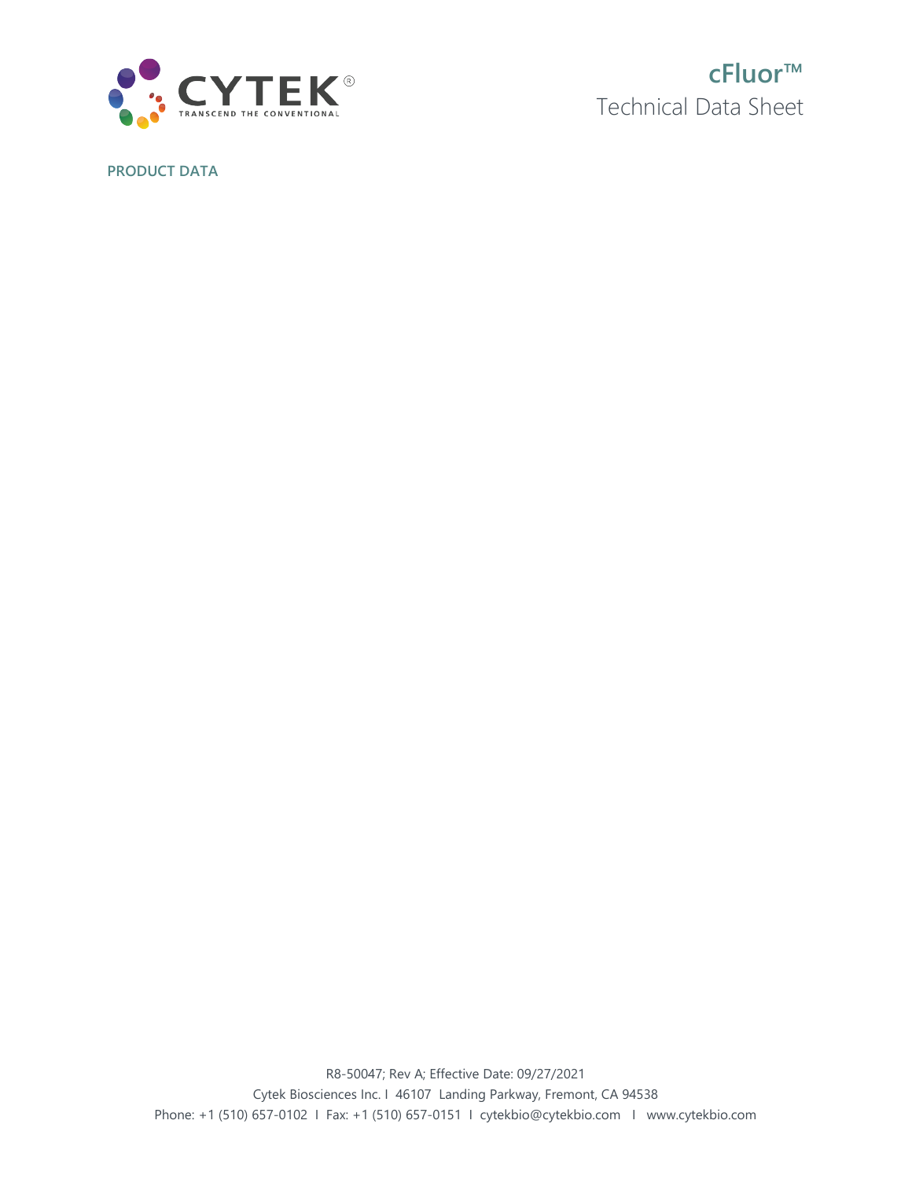**PRODUCT DATA**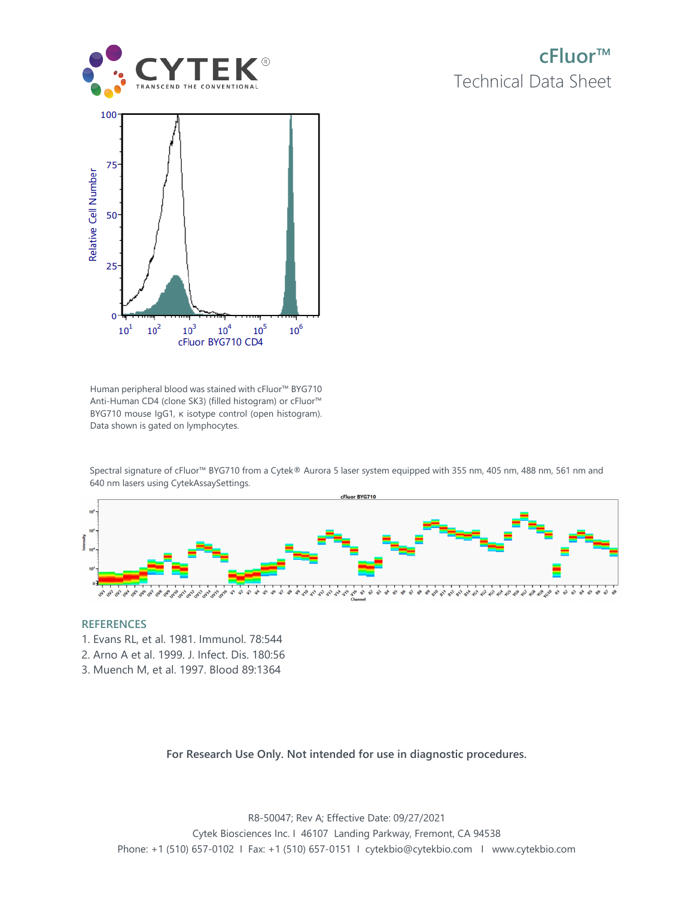100
75
50
25
0
Relative Cell Number
$10^1$ $10^2$ $10^3$ $10^4$ $10^5$ $10^6$
cFluor BYG710 CD4

Human peripheral blood was stained with cFluor™ BYG710 Anti-Human CD4 (clone SK3) (filled histogram) or cFluor™ BYG710 mouse IgG1, κ isotype control (open histogram). Data shown is gated on lymphocytes.

Spectral signature of cFluor™ BYG710 from a Cytek® Aurora 5 laser system equipped with 355 nm, 405 nm, 488 nm, 561 nm and 640 nm lasers using CytekAssaySettings.

cFluor BYG710

## REFERENCES

1. Evans RL, et al. 1981. Immunol. 78:544
2. Arno A et al. 1999. J. Infect. Dis. 180:56
3. Muench M, et al. 1997. Blood 89:1364

**For Research Use Only. Not intended for use in diagnostic procedures.**

R8-50047; Rev A; Effective Date: 09/27/2021
Cytek Biosciences Inc. I 46107 Landing Parkway, Fremont, CA 94538
Phone: +1 (510) 657-0102 I Fax: +1 (510) 657-0151 I cytekbio@cytekbio.com I www.cytekbio.com